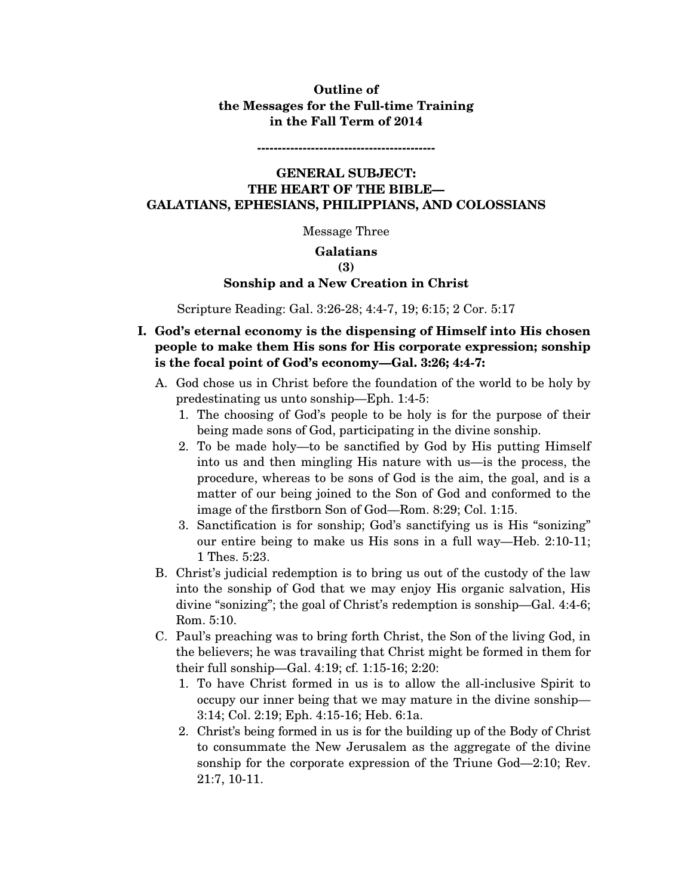**Outline of**
**the Messages for the Full-time Training**
**in the Fall Term of 2014**

-------------------------------------------

## GENERAL SUBJECT: THE HEART OF THE BIBLE— GALATIANS, EPHESIANS, PHILIPPIANS, AND COLOSSIANS

Message Three

### Galatians (3) Sonship and a New Creation in Christ

Scripture Reading: Gal. 3:26-28; 4:4-7, 19; 6:15; 2 Cor. 5:17

**I. God's eternal economy is the dispensing of Himself into His chosen people to make them His sons for His corporate expression; sonship is the focal point of God's economy—Gal. 3:26; 4:4-7:**

A. God chose us in Christ before the foundation of the world to be holy by predestinating us unto sonship—Eph. 1:4-5:

1. The choosing of God's people to be holy is for the purpose of their being made sons of God, participating in the divine sonship.
2. To be made holy—to be sanctified by God by His putting Himself into us and then mingling His nature with us—is the process, the procedure, whereas to be sons of God is the aim, the goal, and is a matter of our being joined to the Son of God and conformed to the image of the firstborn Son of God—Rom. 8:29; Col. 1:15.
3. Sanctification is for sonship; God's sanctifying us is His "sonizing" our entire being to make us His sons in a full way—Heb. 2:10-11; 1 Thes. 5:23.

B. Christ's judicial redemption is to bring us out of the custody of the law into the sonship of God that we may enjoy His organic salvation, His divine "sonizing"; the goal of Christ's redemption is sonship—Gal. 4:4-6; Rom. 5:10.

C. Paul's preaching was to bring forth Christ, the Son of the living God, in the believers; he was travailing that Christ might be formed in them for their full sonship—Gal. 4:19; cf. 1:15-16; 2:20:

1. To have Christ formed in us is to allow the all-inclusive Spirit to occupy our inner being that we may mature in the divine sonship—3:14; Col. 2:19; Eph. 4:15-16; Heb. 6:1a.
2. Christ's being formed in us is for the building up of the Body of Christ to consummate the New Jerusalem as the aggregate of the divine sonship for the corporate expression of the Triune God—2:10; Rev. 21:7, 10-11.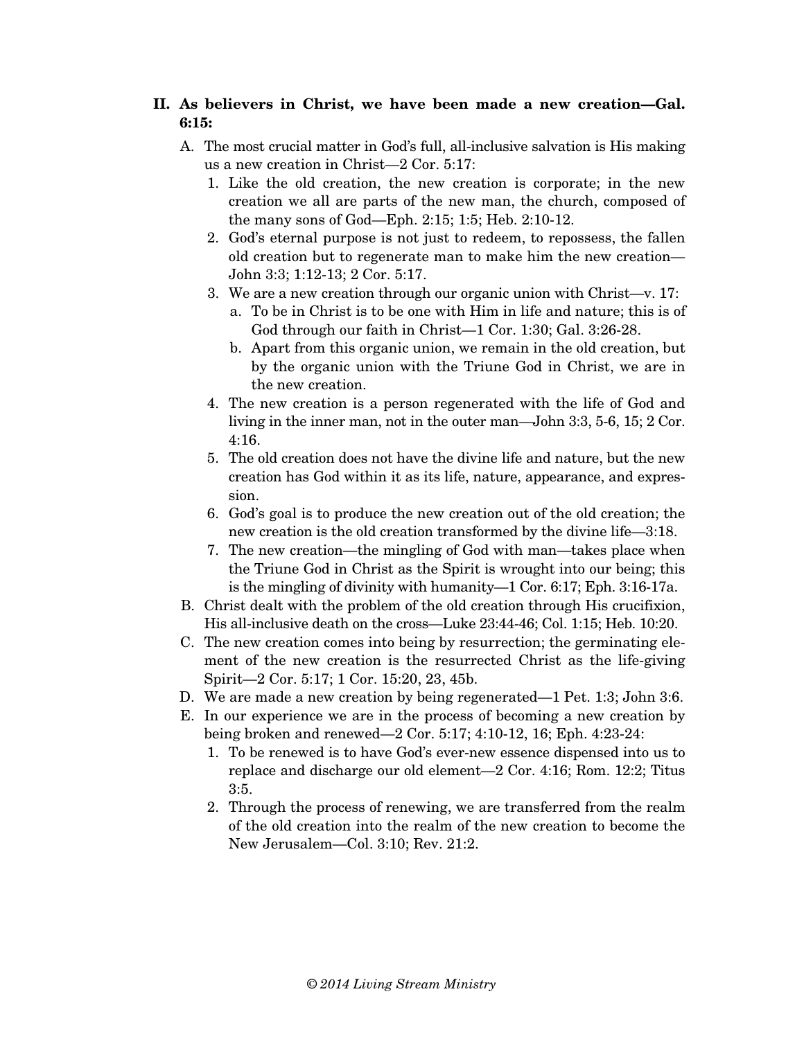**II. As believers in Christ, we have been made a new creation—Gal. 6:15:**

A. The most crucial matter in God's full, all-inclusive salvation is His making us a new creation in Christ—2 Cor. 5:17:

1. Like the old creation, the new creation is corporate; in the new creation we all are parts of the new man, the church, composed of the many sons of God—Eph. 2:15; 1:5; Heb. 2:10-12.
2. God's eternal purpose is not just to redeem, to repossess, the fallen old creation but to regenerate man to make him the new creation—John 3:3; 1:12-13; 2 Cor. 5:17.
3. We are a new creation through our organic union with Christ—v. 17:
   a. To be in Christ is to be one with Him in life and nature; this is of God through our faith in Christ—1 Cor. 1:30; Gal. 3:26-28.
   b. Apart from this organic union, we remain in the old creation, but by the organic union with the Triune God in Christ, we are in the new creation.
4. The new creation is a person regenerated with the life of God and living in the inner man, not in the outer man—John 3:3, 5-6, 15; 2 Cor. 4:16.
5. The old creation does not have the divine life and nature, but the new creation has God within it as its life, nature, appearance, and expression.
6. God's goal is to produce the new creation out of the old creation; the new creation is the old creation transformed by the divine life—3:18.
7. The new creation—the mingling of God with man—takes place when the Triune God in Christ as the Spirit is wrought into our being; this is the mingling of divinity with humanity—1 Cor. 6:17; Eph. 3:16-17a.

B. Christ dealt with the problem of the old creation through His crucifixion, His all-inclusive death on the cross—Luke 23:44-46; Col. 1:15; Heb. 10:20.

C. The new creation comes into being by resurrection; the germinating element of the new creation is the resurrected Christ as the life-giving Spirit—2 Cor. 5:17; 1 Cor. 15:20, 23, 45b.

D. We are made a new creation by being regenerated—1 Pet. 1:3; John 3:6.

E. In our experience we are in the process of becoming a new creation by being broken and renewed—2 Cor. 5:17; 4:10-12, 16; Eph. 4:23-24:

1. To be renewed is to have God's ever-new essence dispensed into us to replace and discharge our old element—2 Cor. 4:16; Rom. 12:2; Titus 3:5.
2. Through the process of renewing, we are transferred from the realm of the old creation into the realm of the new creation to become the New Jerusalem—Col. 3:10; Rev. 21:2.

*© 2014 Living Stream Ministry*